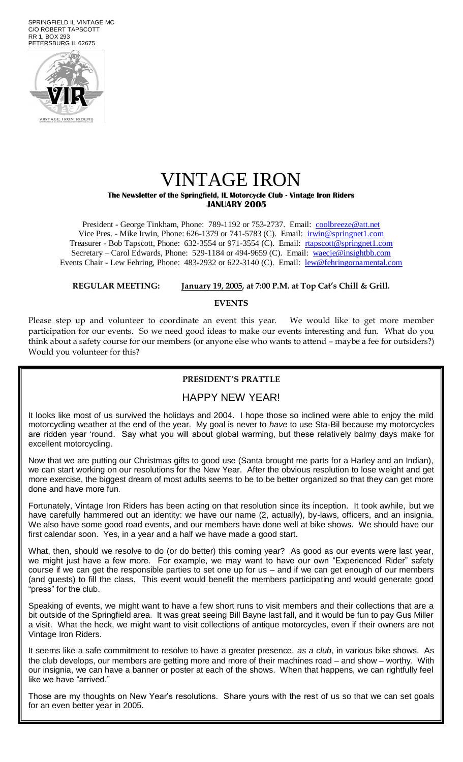SPRINGFIELD IL VINTAGE MC
C/O ROBERT TAPSCOTT
RR 1, BOX 293
PETERSBURG IL 62675

# VINTAGE IRON

**The Newsletter of the Springfield, IL Motorcycle Club - Vintage Iron Riders**
**JANUARY 2005**

President - George Tinkham, Phone: 789-1192 or 753-2737. Email: coolbreeze@att.net
Vice Pres. - Mike Irwin, Phone: 626-1379 or 741-5783 (C). Email: irwin@springnet1.com
Treasurer - Bob Tapscott, Phone: 632-3554 or 971-3554 (C). Email: rtapscott@springnet1.com
Secretary – Carol Edwards, Phone: 529-1184 or 494-9659 (C). Email: waecje@insightbb.com
Events Chair - Lew Fehring, Phone: 483-2932 or 622-3140 (C). Email: lew@fehringornamental.com

**REGULAR MEETING:** **January 19, 2005, at 7:00 P.M. at Top Cat's Chill & Grill.**

## EVENTS

Please step up and volunteer to coordinate an event this year. We would like to get more member participation for our events. So we need good ideas to make our events interesting and fun. What do you think about a safety course for our members (or anyone else who wants to attend – maybe a fee for outsiders?) Would you volunteer for this?

## PRESIDENT'S PRATTLE

### HAPPY NEW YEAR!

It looks like most of us survived the holidays and 2004. I hope those so inclined were able to enjoy the mild motorcycling weather at the end of the year. My goal is never to *have* to use Sta-Bil because my motorcycles are ridden year 'round. Say what you will about global warming, but these relatively balmy days make for excellent motorcycling.

Now that we are putting our Christmas gifts to good use (Santa brought me parts for a Harley and an Indian), we can start working on our resolutions for the New Year. After the obvious resolution to lose weight and get more exercise, the biggest dream of most adults seems to be to be better organized so that they can get more done and have more fun.

Fortunately, Vintage Iron Riders has been acting on that resolution since its inception. It took awhile, but we have carefully hammered out an identity: we have our name (2, actually), by-laws, officers, and an insignia. We also have some good road events, and our members have done well at bike shows. We should have our first calendar soon. Yes, in a year and a half we have made a good start.

What, then, should we resolve to do (or do better) this coming year? As good as our events were last year, we might just have a few more. For example, we may want to have our own "Experienced Rider" safety course if we can get the responsible parties to set one up for us – and if we can get enough of our members (and guests) to fill the class. This event would benefit the members participating and would generate good "press" for the club.

Speaking of events, we might want to have a few short runs to visit members and their collections that are a bit outside of the Springfield area. It was great seeing Bill Bayne last fall, and it would be fun to pay Gus Miller a visit. What the heck, we might want to visit collections of antique motorcycles, even if their owners are not Vintage Iron Riders.

It seems like a safe commitment to resolve to have a greater presence, *as a club*, in various bike shows. As the club develops, our members are getting more and more of their machines road – and show – worthy. With our insignia, we can have a banner or poster at each of the shows. When that happens, we can rightfully feel like we have "arrived."

Those are my thoughts on New Year's resolutions. Share yours with the rest of us so that we can set goals for an even better year in 2005.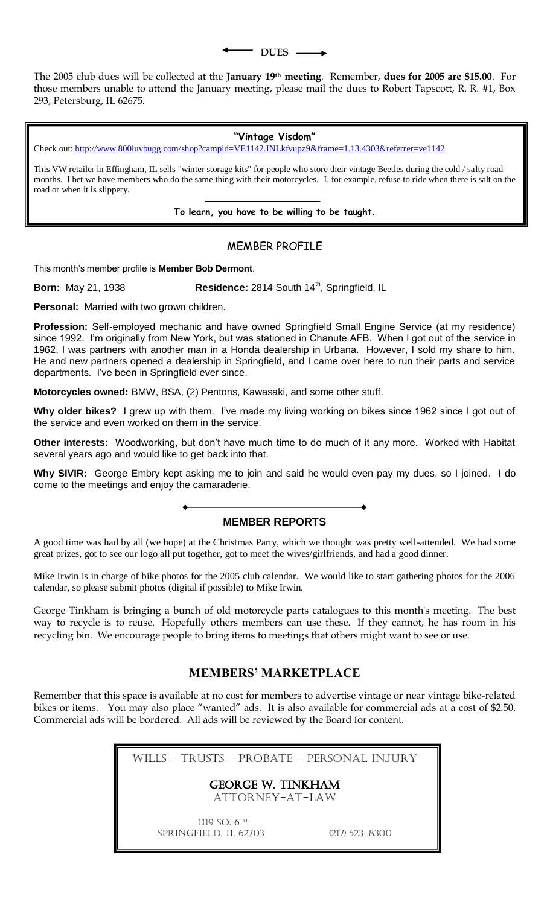## ← DUES →

The 2005 club dues will be collected at the **January 19th meeting**. Remember, **dues for 2005 are $15.00**. For those members unable to attend the January meeting, please mail the dues to Robert Tapscott, R. R. #1, Box 293, Petersburg, IL 62675.

---

**"Vintage Visdom"**

Check out: http://www.800luvbugg.com/shop?campid=VE1142.INLkfvupz9&frame=1.13.4303&referrer=ve1142

This VW retailer in Effingham, IL sells "winter storage kits" for people who store their vintage Beetles during the cold / salty road months. I bet we have members who do the same thing with their motorcycles. I, for example, refuse to ride when there is salt on the road or when it is slippery.

**To learn, you have to be willing to be taught.**

---

## MEMBER PROFILE

This month's member profile is **Member Bob Dermont**.

**Born:** May 21, 1938 **Residence:** 2814 South 14th, Springfield, IL

**Personal:** Married with two grown children.

**Profession:** Self-employed mechanic and have owned Springfield Small Engine Service (at my residence) since 1992. I'm originally from New York, but was stationed in Chanute AFB. When I got out of the service in 1962, I was partners with another man in a Honda dealership in Urbana. However, I sold my share to him. He and new partners opened a dealership in Springfield, and I came over here to run their parts and service departments. I've been in Springfield ever since.

**Motorcycles owned:** BMW, BSA, (2) Pentons, Kawasaki, and some other stuff.

**Why older bikes?** I grew up with them. I've made my living working on bikes since 1962 since I got out of the service and even worked on them in the service.

**Other interests:** Woodworking, but don't have much time to do much of it any more. Worked with Habitat several years ago and would like to get back into that.

**Why SIVIR:** George Embry kept asking me to join and said he would even pay my dues, so I joined. I do come to the meetings and enjoy the camaraderie.

## MEMBER REPORTS

A good time was had by all (we hope) at the Christmas Party, which we thought was pretty well-attended. We had some great prizes, got to see our logo all put together, got to meet the wives/girlfriends, and had a good dinner.

Mike Irwin is in charge of bike photos for the 2005 club calendar. We would like to start gathering photos for the 2006 calendar, so please submit photos (digital if possible) to Mike Irwin.

George Tinkham is bringing a bunch of old motorcycle parts catalogues to this month's meeting. The best way to recycle is to reuse. Hopefully others members can use these. If they cannot, he has room in his recycling bin. We encourage people to bring items to meetings that others might want to see or use.

## MEMBERS' MARKETPLACE

Remember that this space is available at no cost for members to advertise vintage or near vintage bike-related bikes or items. You may also place "wanted" ads. It is also available for commercial ads at a cost of $2.50. Commercial ads will be bordered. All ads will be reviewed by the Board for content.

---

WILLS – TRUSTS – PROBATE – PERSONAL INJURY

**GEORGE W. TINKHAM**
ATTORNEY-AT-LAW

1119 SO. 6TH
SPRINGFIELD, IL 62703 (217) 523-8300

---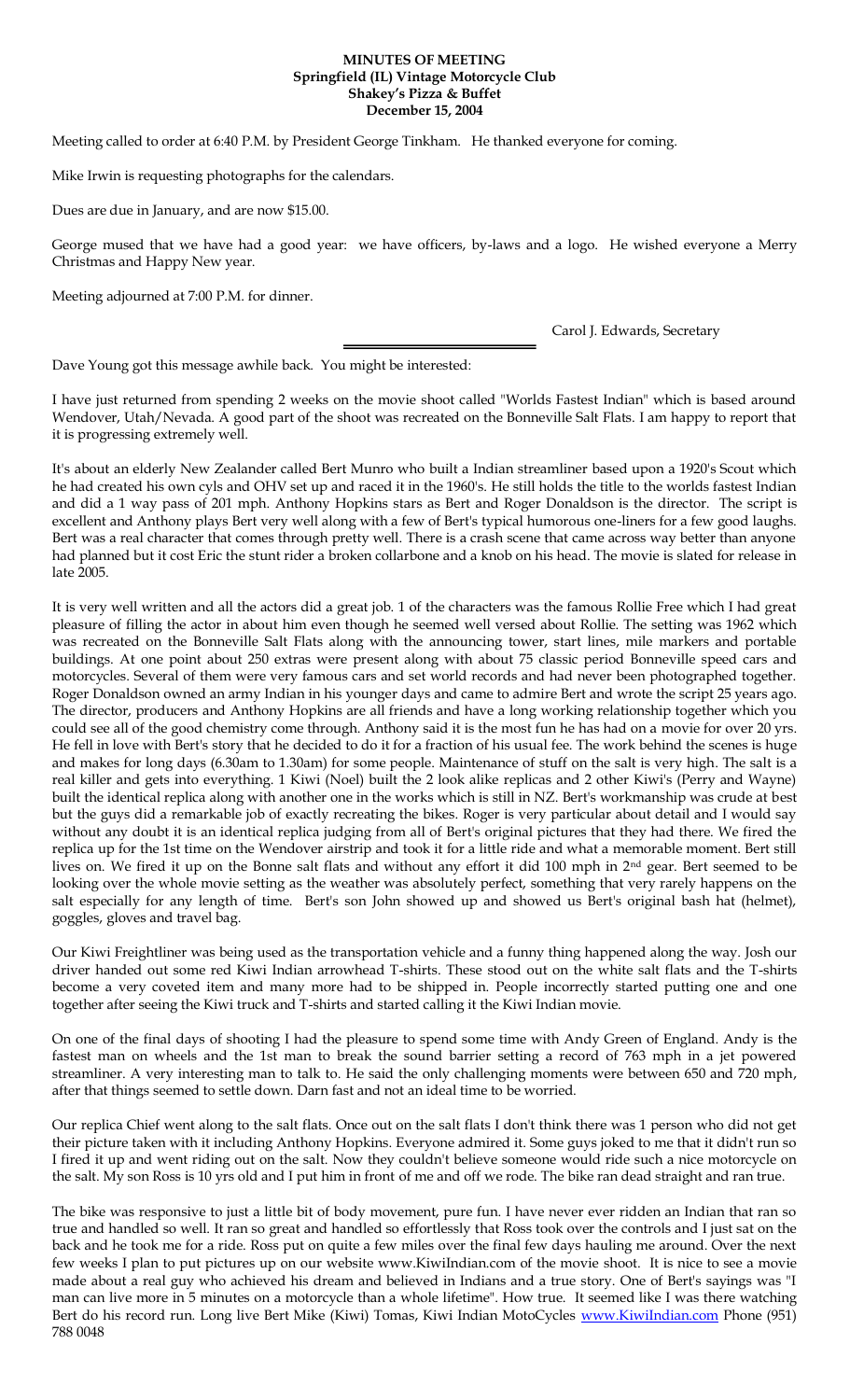**MINUTES OF MEETING**
**Springfield (IL) Vintage Motorcycle Club**
**Shakey's Pizza & Buffet**
**December 15, 2004**

Meeting called to order at 6:40 P.M. by President George Tinkham. He thanked everyone for coming.

Mike Irwin is requesting photographs for the calendars.

Dues are due in January, and are now $15.00.

George mused that we have had a good year: we have officers, by-laws and a logo. He wished everyone a Merry Christmas and Happy New year.

Meeting adjourned at 7:00 P.M. for dinner.

Carol J. Edwards, Secretary

---

Dave Young got this message awhile back. You might be interested:

I have just returned from spending 2 weeks on the movie shoot called "Worlds Fastest Indian" which is based around Wendover, Utah/Nevada. A good part of the shoot was recreated on the Bonneville Salt Flats. I am happy to report that it is progressing extremely well.

It's about an elderly New Zealander called Bert Munro who built a Indian streamliner based upon a 1920's Scout which he had created his own cyls and OHV set up and raced it in the 1960's. He still holds the title to the worlds fastest Indian and did a 1 way pass of 201 mph. Anthony Hopkins stars as Bert and Roger Donaldson is the director. The script is excellent and Anthony plays Bert very well along with a few of Bert's typical humorous one-liners for a few good laughs. Bert was a real character that comes through pretty well. There is a crash scene that came across way better than anyone had planned but it cost Eric the stunt rider a broken collarbone and a knob on his head. The movie is slated for release in late 2005.

It is very well written and all the actors did a great job. 1 of the characters was the famous Rollie Free which I had great pleasure of filling the actor in about him even though he seemed well versed about Rollie. The setting was 1962 which was recreated on the Bonneville Salt Flats along with the announcing tower, start lines, mile markers and portable buildings. At one point about 250 extras were present along with about 75 classic period Bonneville speed cars and motorcycles. Several of them were very famous cars and set world records and had never been photographed together. Roger Donaldson owned an army Indian in his younger days and came to admire Bert and wrote the script 25 years ago. The director, producers and Anthony Hopkins are all friends and have a long working relationship together which you could see all of the good chemistry come through. Anthony said it is the most fun he has had on a movie for over 20 yrs. He fell in love with Bert's story that he decided to do it for a fraction of his usual fee. The work behind the scenes is huge and makes for long days (6.30am to 1.30am) for some people. Maintenance of stuff on the salt is very high. The salt is a real killer and gets into everything. 1 Kiwi (Noel) built the 2 look alike replicas and 2 other Kiwi's (Perry and Wayne) built the identical replica along with another one in the works which is still in NZ. Bert's workmanship was crude at best but the guys did a remarkable job of exactly recreating the bikes. Roger is very particular about detail and I would say without any doubt it is an identical replica judging from all of Bert's original pictures that they had there. We fired the replica up for the 1st time on the Wendover airstrip and took it for a little ride and what a memorable moment. Bert still lives on. We fired it up on the Bonne salt flats and without any effort it did 100 mph in 2nd gear. Bert seemed to be looking over the whole movie setting as the weather was absolutely perfect, something that very rarely happens on the salt especially for any length of time. Bert's son John showed up and showed us Bert's original bash hat (helmet), goggles, gloves and travel bag.

Our Kiwi Freightliner was being used as the transportation vehicle and a funny thing happened along the way. Josh our driver handed out some red Kiwi Indian arrowhead T-shirts. These stood out on the white salt flats and the T-shirts become a very coveted item and many more had to be shipped in. People incorrectly started putting one and one together after seeing the Kiwi truck and T-shirts and started calling it the Kiwi Indian movie.

On one of the final days of shooting I had the pleasure to spend some time with Andy Green of England. Andy is the fastest man on wheels and the 1st man to break the sound barrier setting a record of 763 mph in a jet powered streamliner. A very interesting man to talk to. He said the only challenging moments were between 650 and 720 mph, after that things seemed to settle down. Darn fast and not an ideal time to be worried.

Our replica Chief went along to the salt flats. Once out on the salt flats I don't think there was 1 person who did not get their picture taken with it including Anthony Hopkins. Everyone admired it. Some guys joked to me that it didn't run so I fired it up and went riding out on the salt. Now they couldn't believe someone would ride such a nice motorcycle on the salt. My son Ross is 10 yrs old and I put him in front of me and off we rode. The bike ran dead straight and ran true.

The bike was responsive to just a little bit of body movement, pure fun. I have never ever ridden an Indian that ran so true and handled so well. It ran so great and handled so effortlessly that Ross took over the controls and I just sat on the back and he took me for a ride. Ross put on quite a few miles over the final few days hauling me around. Over the next few weeks I plan to put pictures up on our website www.KiwiIndian.com of the movie shoot. It is nice to see a movie made about a real guy who achieved his dream and believed in Indians and a true story. One of Bert's sayings was "I man can live more in 5 minutes on a motorcycle than a whole lifetime". How true. It seemed like I was there watching Bert do his record run. Long live Bert Mike (Kiwi) Tomas, Kiwi Indian MotoCycles www.KiwiIndian.com Phone (951) 788 0048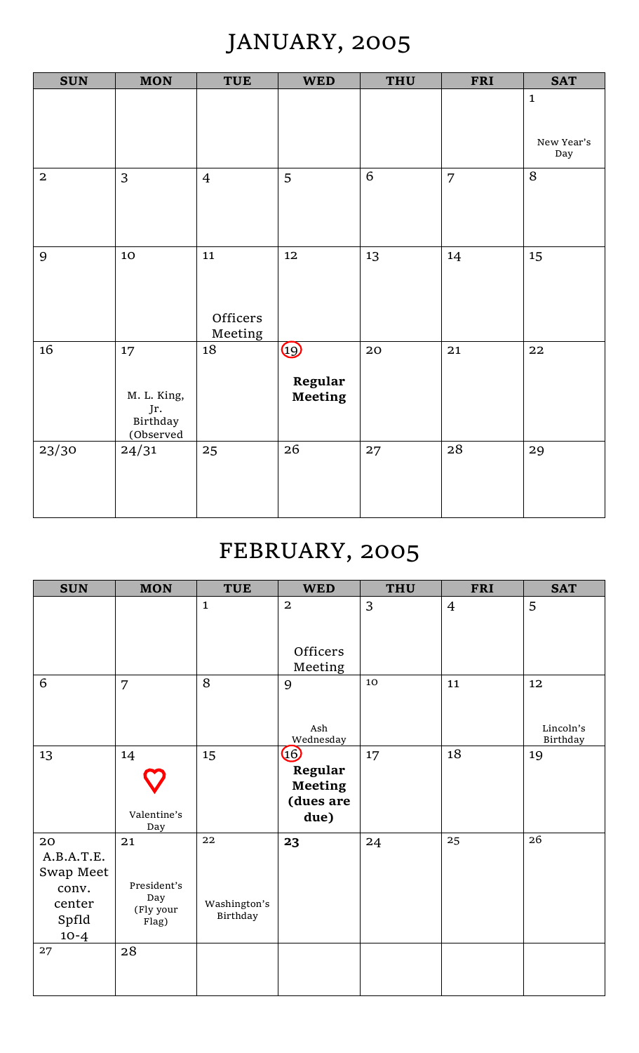# JANUARY, 2005

| SUN | MON | TUE | WED | THU | FRI | SAT |
|---|---|---|---|---|---|---|
| | | | | | | 1<br>New Year's Day |
| 2 | 3 | 4 | 5 | 6 | 7 | 8 |
| 9 | 10 | 11<br>Officers Meeting | 12 | 13 | 14 | 15 |
| 16 | 17<br>M. L. King, Jr. Birthday (Observed | 18 | 19<br>**Regular Meeting** | 20 | 21 | 22 |
| 23/30 | 24/31 | 25 | 26 | 27 | 28 | 29 |

# FEBRUARY, 2005

| SUN | MON | TUE | WED | THU | FRI | SAT |
|---|---|---|---|---|---|---|
| | | 1 | 2<br>Officers Meeting | 3 | 4 | 5 |
| 6 | 7 | 8 | 9<br>Ash Wednesday | 10 | 11 | 12<br>Lincoln's Birthday |
| 13 | 14<br>♡<br>Valentine's Day | 15 | 16<br>**Regular Meeting (dues are due)** | 17 | 18 | 19 |
| 20<br>A.B.A.T.E. Swap Meet conv. center Spfld 10-4 | 21<br>President's Day (Fly your Flag) | 22<br>Washington's Birthday | **23** | 24 | 25 | 26 |
| 27 | 28 | | | | | |